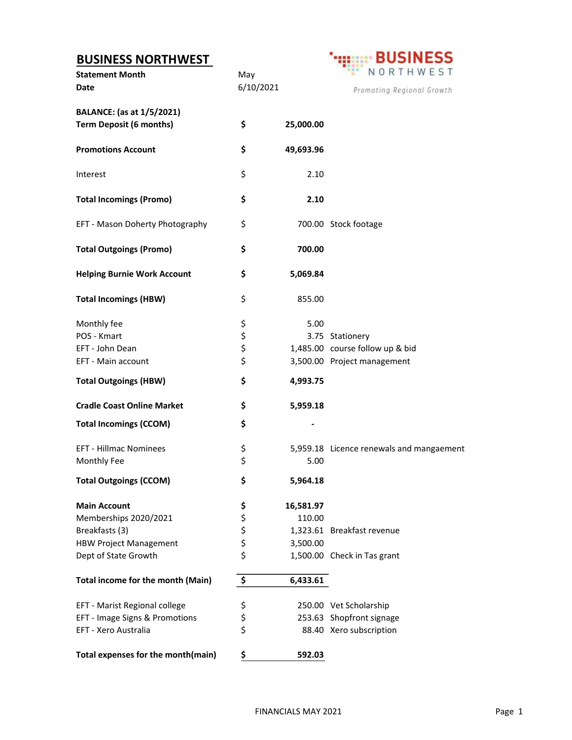# BUSINESS NORTHWEST

BUSINESS NORTHWEST
Promoting Regional Growth

| | | | |
|---|---|---|---|
| **Statement Month** | May | | |
| **Date** | 6/10/2021 | | |
| **BALANCE: (as at 1/5/2021)** | | | |
| **Term Deposit (6 months)** | **$** | **25,000.00** | |
| **Promotions Account** | **$** | **49,693.96** | |
| Interest | $ | 2.10 | |
| **Total Incomings (Promo)** | **$** | **2.10** | |
| EFT - Mason Doherty Photography | $ | 700.00 | Stock footage |
| **Total Outgoings (Promo)** | **$** | **700.00** | |
| **Helping Burnie Work Account** | **$** | **5,069.84** | |
| **Total Incomings (HBW)** | $ | 855.00 | |
| Monthly fee | $ | 5.00 | |
| POS - Kmart | $ | 3.75 | Stationery |
| EFT - John Dean | $ | 1,485.00 | course follow up & bid |
| EFT - Main account | $ | 3,500.00 | Project management |
| **Total Outgoings (HBW)** | **$** | **4,993.75** | |
| **Cradle Coast Online Market** | **$** | **5,959.18** | |
| **Total Incomings (CCOM)** | **$** | **-** | |
| EFT - Hillmac Nominees | $ | 5,959.18 | Licence renewals and mangaement |
| Monthly Fee | $ | 5.00 | |
| **Total Outgoings (CCOM)** | **$** | **5,964.18** | |
| **Main Account** | **$** | **16,581.97** | |
| Memberships 2020/2021 | $ | 110.00 | |
| Breakfasts (3) | $ | 1,323.61 | Breakfast revenue |
| HBW Project Management | $ | 3,500.00 | |
| Dept of State Growth | $ | 1,500.00 | Check in Tas grant |
| **Total income for the month (Main)** | **$** | **6,433.61** | |
| EFT - Marist Regional college | $ | 250.00 | Vet Scholarship |
| EFT - Image Signs & Promotions | $ | 253.63 | Shopfront signage |
| EFT - Xero Australia | $ | 88.40 | Xero subscription |
| **Total expenses for the month(main)** | **$** | **592.03** | |

FINANCIALS MAY 2021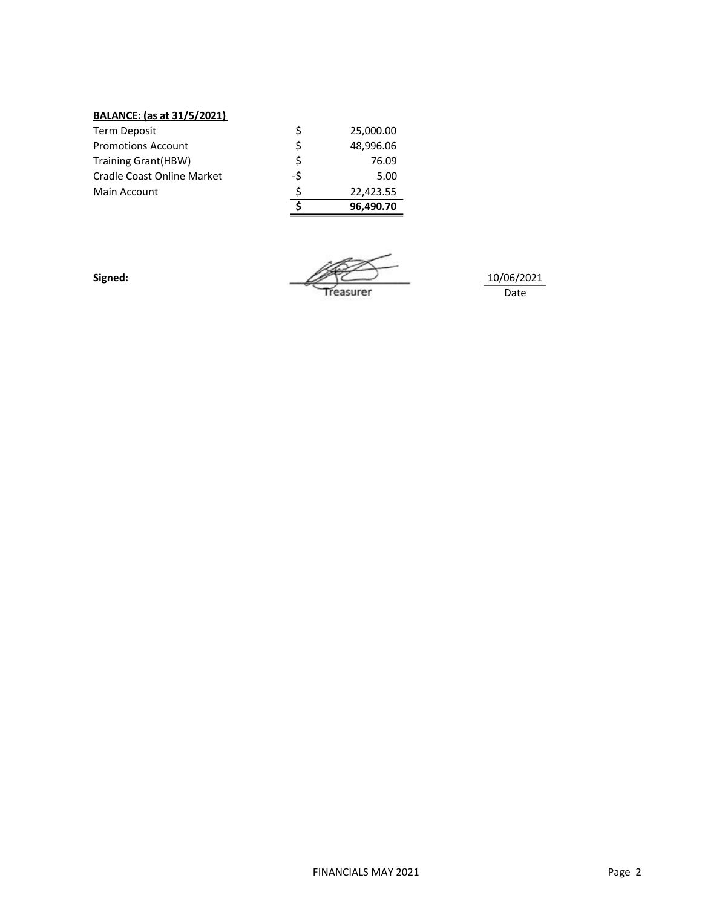**BALANCE: (as at 31/5/2021)**

| | | |
|---|---|---|
| Term Deposit | $ | 25,000.00 |
| Promotions Account | $ | 48,996.06 |
| Training Grant(HBW) | $ | 76.09 |
| Cradle Coast Online Market | -$ | 5.00 |
| Main Account | $ | 22,423.55 |
| | **$** | **96,490.70** |

**Signed:** Treasurer 10/06/2021 Date